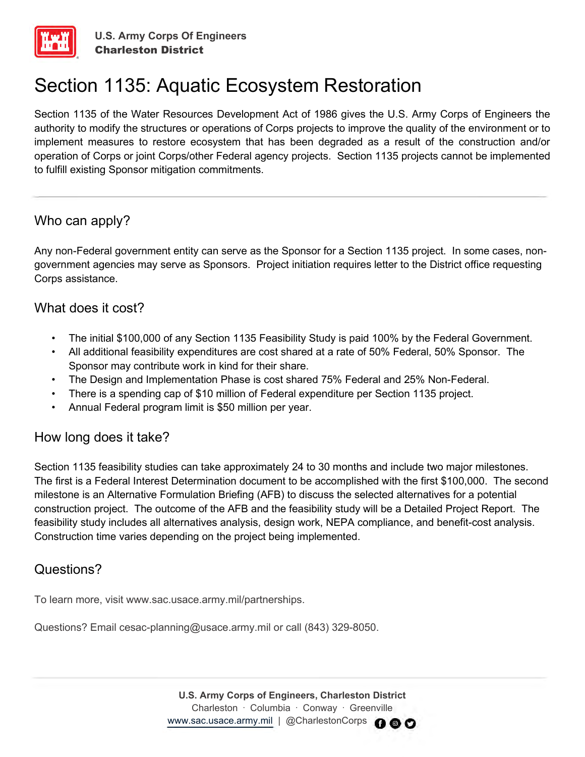U.S. Army Corps Of Engineers
**Charleston District**

# Section 1135: Aquatic Ecosystem Restoration

Section 1135 of the Water Resources Development Act of 1986 gives the U.S. Army Corps of Engineers the authority to modify the structures or operations of Corps projects to improve the quality of the environment or to implement measures to restore ecosystem that has been degraded as a result of the construction and/or operation of Corps or joint Corps/other Federal agency projects. Section 1135 projects cannot be implemented to fulfill existing Sponsor mitigation commitments.

## Who can apply?

Any non-Federal government entity can serve as the Sponsor for a Section 1135 project. In some cases, non-government agencies may serve as Sponsors. Project initiation requires letter to the District office requesting Corps assistance.

## What does it cost?

- The initial $100,000 of any Section 1135 Feasibility Study is paid 100% by the Federal Government.
- All additional feasibility expenditures are cost shared at a rate of 50% Federal, 50% Sponsor. The Sponsor may contribute work in kind for their share.
- The Design and Implementation Phase is cost shared 75% Federal and 25% Non-Federal.
- There is a spending cap of $10 million of Federal expenditure per Section 1135 project.
- Annual Federal program limit is $50 million per year.

## How long does it take?

Section 1135 feasibility studies can take approximately 24 to 30 months and include two major milestones. The first is a Federal Interest Determination document to be accomplished with the first $100,000. The second milestone is an Alternative Formulation Briefing (AFB) to discuss the selected alternatives for a potential construction project. The outcome of the AFB and the feasibility study will be a Detailed Project Report. The feasibility study includes all alternatives analysis, design work, NEPA compliance, and benefit-cost analysis. Construction time varies depending on the project being implemented.

## Questions?

To learn more, visit www.sac.usace.army.mil/partnerships.

Questions? Email cesac-planning@usace.army.mil or call (843) 329-8050.

**U.S. Army Corps of Engineers, Charleston District**
Charleston · Columbia · Conway · Greenville
www.sac.usace.army.mil | @CharlestonCorps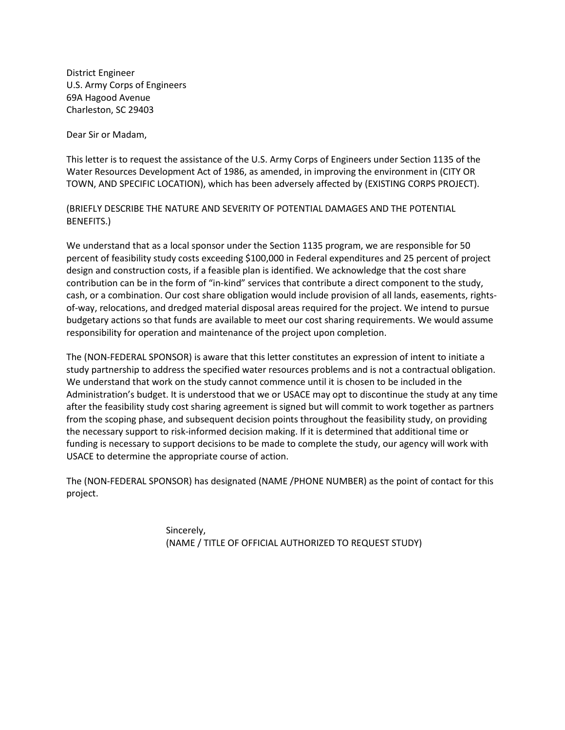District Engineer
U.S. Army Corps of Engineers
69A Hagood Avenue
Charleston, SC 29403

Dear Sir or Madam,

This letter is to request the assistance of the U.S. Army Corps of Engineers under Section 1135 of the Water Resources Development Act of 1986, as amended, in improving the environment in (CITY OR TOWN, AND SPECIFIC LOCATION), which has been adversely affected by (EXISTING CORPS PROJECT).

(BRIEFLY DESCRIBE THE NATURE AND SEVERITY OF POTENTIAL DAMAGES AND THE POTENTIAL BENEFITS.)

We understand that as a local sponsor under the Section 1135 program, we are responsible for 50 percent of feasibility study costs exceeding $100,000 in Federal expenditures and 25 percent of project design and construction costs, if a feasible plan is identified. We acknowledge that the cost share contribution can be in the form of "in-kind" services that contribute a direct component to the study, cash, or a combination. Our cost share obligation would include provision of all lands, easements, rights-of-way, relocations, and dredged material disposal areas required for the project. We intend to pursue budgetary actions so that funds are available to meet our cost sharing requirements. We would assume responsibility for operation and maintenance of the project upon completion.

The (NON-FEDERAL SPONSOR) is aware that this letter constitutes an expression of intent to initiate a study partnership to address the specified water resources problems and is not a contractual obligation. We understand that work on the study cannot commence until it is chosen to be included in the Administration's budget. It is understood that we or USACE may opt to discontinue the study at any time after the feasibility study cost sharing agreement is signed but will commit to work together as partners from the scoping phase, and subsequent decision points throughout the feasibility study, on providing the necessary support to risk-informed decision making. If it is determined that additional time or funding is necessary to support decisions to be made to complete the study, our agency will work with USACE to determine the appropriate course of action.

The (NON-FEDERAL SPONSOR) has designated (NAME /PHONE NUMBER) as the point of contact for this project.

Sincerely,
(NAME / TITLE OF OFFICIAL AUTHORIZED TO REQUEST STUDY)